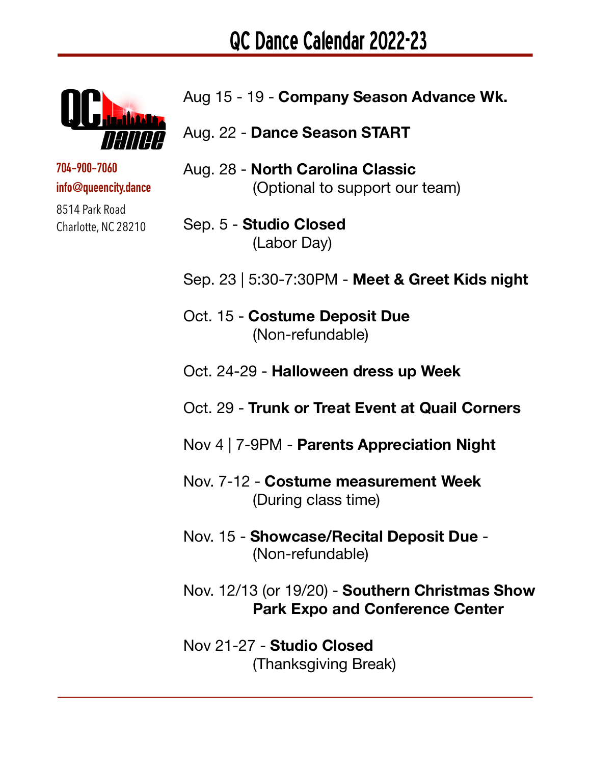# QC Dance Calendar 2022-23

QC dance

704-900-7060

info@queencity.dance

8514 Park Road
Charlotte, NC 28210

Aug 15 - 19 - **Company Season Advance Wk.**

Aug. 22 - **Dance Season START**

Aug. 28 - **North Carolina Classic**
(Optional to support our team)

Sep. 5 - **Studio Closed**
(Labor Day)

Sep. 23 | 5:30-7:30PM - **Meet & Greet Kids night**

Oct. 15 - **Costume Deposit Due**
(Non-refundable)

Oct. 24-29 - **Halloween dress up Week**

Oct. 29 - **Trunk or Treat Event at Quail Corners**

Nov 4 | 7-9PM - **Parents Appreciation Night**

Nov. 7-12 - **Costume measurement Week**
(During class time)

Nov. 15 - **Showcase/Recital Deposit Due** -
(Non-refundable)

Nov. 12/13 (or 19/20) - **Southern Christmas Show**
**Park Expo and Conference Center**

Nov 21-27 - **Studio Closed**
(Thanksgiving Break)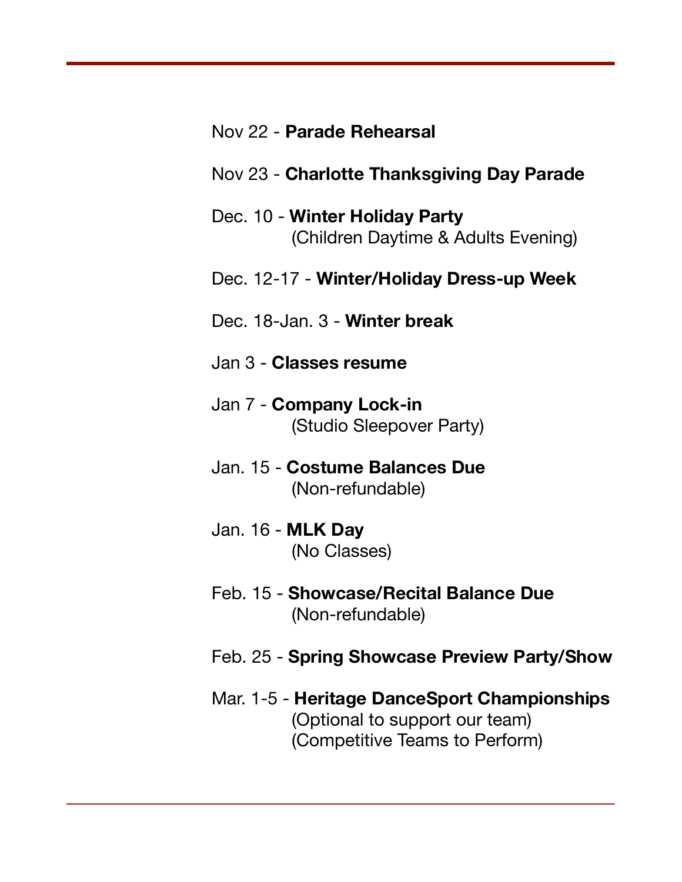Nov 22 - **Parade Rehearsal**

Nov 23 - **Charlotte Thanksgiving Day Parade**

Dec. 10 - **Winter Holiday Party**
(Children Daytime & Adults Evening)

Dec. 12-17 - **Winter/Holiday Dress-up Week**

Dec. 18-Jan. 3 - **Winter break**

Jan 3 - **Classes resume**

Jan 7 - **Company Lock-in**
(Studio Sleepover Party)

Jan. 15 - **Costume Balances Due**
(Non-refundable)

Jan. 16 - **MLK Day**
(No Classes)

Feb. 15 - **Showcase/Recital Balance Due**
(Non-refundable)

Feb. 25 - **Spring Showcase Preview Party/Show**

Mar. 1-5 - **Heritage DanceSport Championships**
(Optional to support our team)
(Competitive Teams to Perform)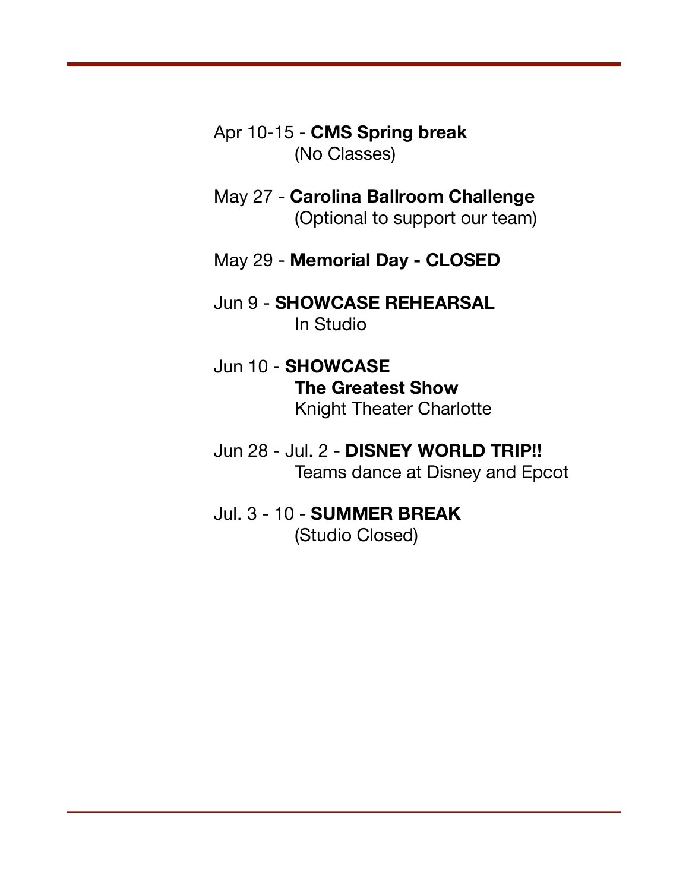Apr 10-15 - **CMS Spring break**
(No Classes)

May 27 - **Carolina Ballroom Challenge**
(Optional to support our team)

May 29 - **Memorial Day - CLOSED**

Jun 9 - **SHOWCASE REHEARSAL**
In Studio

Jun 10 - **SHOWCASE**
**The Greatest Show**
Knight Theater Charlotte

Jun 28 - Jul. 2 - **DISNEY WORLD TRIP!!**
Teams dance at Disney and Epcot

Jul. 3 - 10 - **SUMMER BREAK**
(Studio Closed)